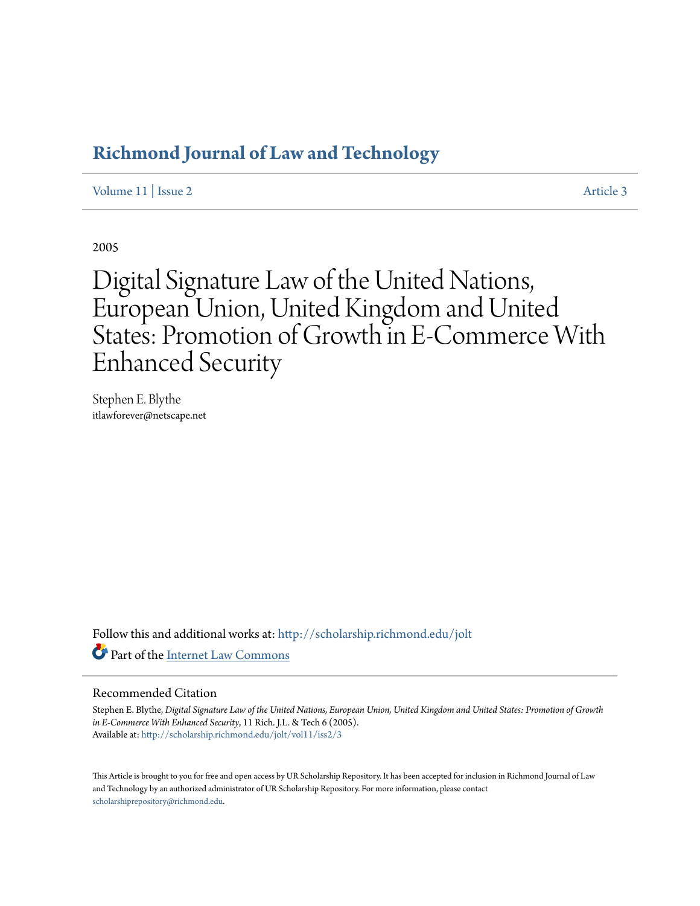# Richmond Journal of Law and Technology

Volume 11 | Issue 2 Article 3

2005

# Digital Signature Law of the United Nations, European Union, United Kingdom and United States: Promotion of Growth in E-Commerce With Enhanced Security

Stephen E. Blythe
itlawforever@netscape.net

Follow this and additional works at: http://scholarship.richmond.edu/jolt

Part of the Internet Law Commons

## Recommended Citation

Stephen E. Blythe, *Digital Signature Law of the United Nations, European Union, United Kingdom and United States: Promotion of Growth in E-Commerce With Enhanced Security*, 11 Rich. J.L. & Tech 6 (2005).
Available at: http://scholarship.richmond.edu/jolt/vol11/iss2/3

This Article is brought to you for free and open access by UR Scholarship Repository. It has been accepted for inclusion in Richmond Journal of Law and Technology by an authorized administrator of UR Scholarship Repository. For more information, please contact scholarshiprepository@richmond.edu.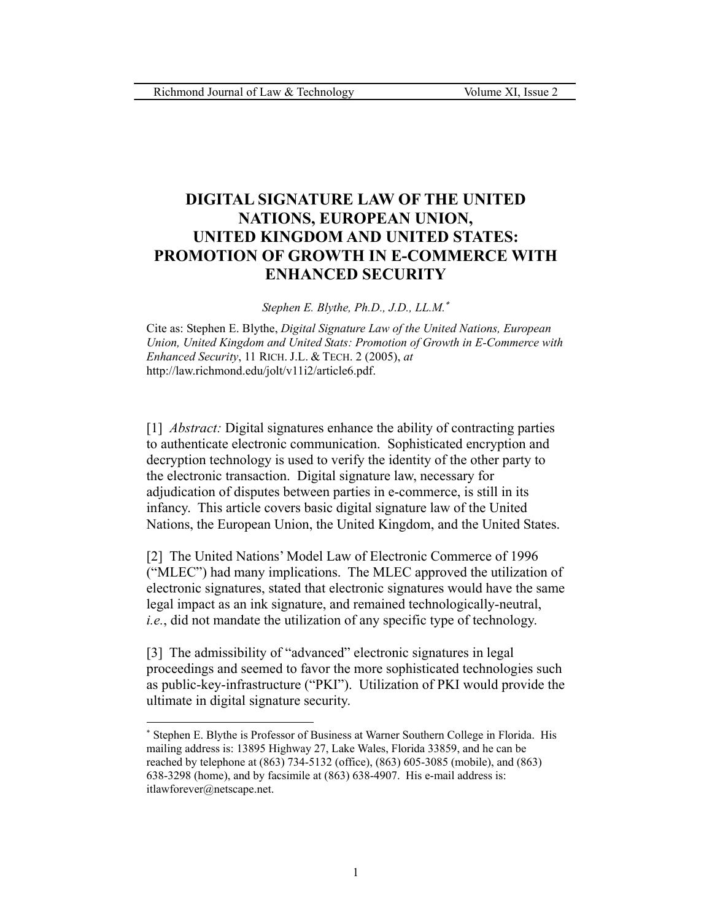# DIGITAL SIGNATURE LAW OF THE UNITED NATIONS, EUROPEAN UNION, UNITED KINGDOM AND UNITED STATES: PROMOTION OF GROWTH IN E-COMMERCE WITH ENHANCED SECURITY

*Stephen E. Blythe, Ph.D., J.D., LL.M.*[*]

Cite as: Stephen E. Blythe, *Digital Signature Law of the United Nations, European Union, United Kingdom and United Stats: Promotion of Growth in E-Commerce with Enhanced Security*, 11 RICH. J.L. & TECH. 2 (2005), *at* http://law.richmond.edu/jolt/v11i2/article6.pdf.

[1] *Abstract:* Digital signatures enhance the ability of contracting parties to authenticate electronic communication. Sophisticated encryption and decryption technology is used to verify the identity of the other party to the electronic transaction. Digital signature law, necessary for adjudication of disputes between parties in e-commerce, is still in its infancy. This article covers basic digital signature law of the United Nations, the European Union, the United Kingdom, and the United States.

[2] The United Nations' Model Law of Electronic Commerce of 1996 ("MLEC") had many implications. The MLEC approved the utilization of electronic signatures, stated that electronic signatures would have the same legal impact as an ink signature, and remained technologically-neutral, *i.e.*, did not mandate the utilization of any specific type of technology.

[3] The admissibility of "advanced" electronic signatures in legal proceedings and seemed to favor the more sophisticated technologies such as public-key-infrastructure ("PKI"). Utilization of PKI would provide the ultimate in digital signature security.

---

[*] Stephen E. Blythe is Professor of Business at Warner Southern College in Florida. His mailing address is: 13895 Highway 27, Lake Wales, Florida 33859, and he can be reached by telephone at (863) 734-5132 (office), (863) 605-3085 (mobile), and (863) 638-3298 (home), and by facsimile at (863) 638-4907. His e-mail address is: itlawforever@netscape.net.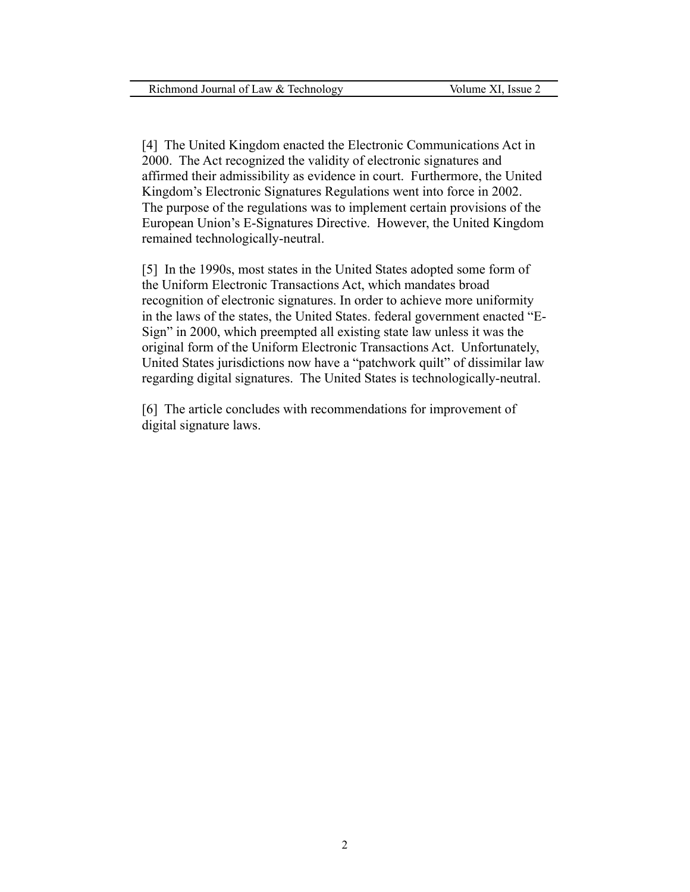[4] The United Kingdom enacted the Electronic Communications Act in 2000. The Act recognized the validity of electronic signatures and affirmed their admissibility as evidence in court. Furthermore, the United Kingdom's Electronic Signatures Regulations went into force in 2002. The purpose of the regulations was to implement certain provisions of the European Union's E-Signatures Directive. However, the United Kingdom remained technologically-neutral.

[5] In the 1990s, most states in the United States adopted some form of the Uniform Electronic Transactions Act, which mandates broad recognition of electronic signatures. In order to achieve more uniformity in the laws of the states, the United States. federal government enacted "E-Sign" in 2000, which preempted all existing state law unless it was the original form of the Uniform Electronic Transactions Act. Unfortunately, United States jurisdictions now have a "patchwork quilt" of dissimilar law regarding digital signatures. The United States is technologically-neutral.

[6] The article concludes with recommendations for improvement of digital signature laws.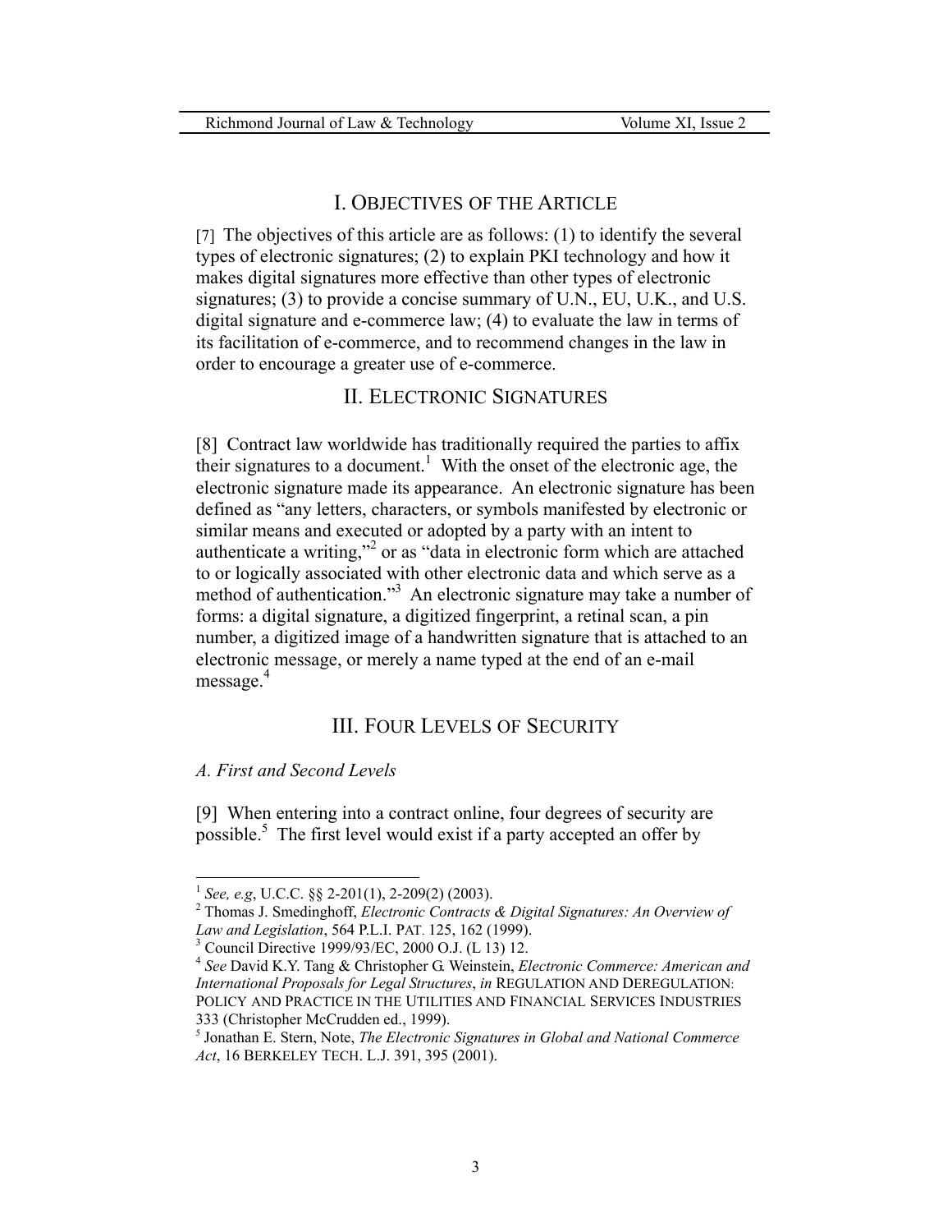## I. Objectives of the Article

[7] The objectives of this article are as follows: (1) to identify the several types of electronic signatures; (2) to explain PKI technology and how it makes digital signatures more effective than other types of electronic signatures; (3) to provide a concise summary of U.N., EU, U.K., and U.S. digital signature and e-commerce law; (4) to evaluate the law in terms of its facilitation of e-commerce, and to recommend changes in the law in order to encourage a greater use of e-commerce.

## II. Electronic Signatures

[8] Contract law worldwide has traditionally required the parties to affix their signatures to a document.[1] With the onset of the electronic age, the electronic signature made its appearance. An electronic signature has been defined as "any letters, characters, or symbols manifested by electronic or similar means and executed or adopted by a party with an intent to authenticate a writing,"[2] or as "data in electronic form which are attached to or logically associated with other electronic data and which serve as a method of authentication."[3] An electronic signature may take a number of forms: a digital signature, a digitized fingerprint, a retinal scan, a pin number, a digitized image of a handwritten signature that is attached to an electronic message, or merely a name typed at the end of an e-mail message.[4]

## III. Four Levels of Security

### *A. First and Second Levels*

[9] When entering into a contract online, four degrees of security are possible.[5] The first level would exist if a party accepted an offer by

---

[1] *See, e.g*, U.C.C. §§ 2-201(1), 2-209(2) (2003).

[2] Thomas J. Smedinghoff, *Electronic Contracts & Digital Signatures: An Overview of Law and Legislation*, 564 P.L.I. PAT. 125, 162 (1999).

[3] Council Directive 1999/93/EC, 2000 O.J. (L 13) 12.

[4] *See* David K.Y. Tang & Christopher G. Weinstein, *Electronic Commerce: American and International Proposals for Legal Structures*, *in* REGULATION AND DEREGULATION: POLICY AND PRACTICE IN THE UTILITIES AND FINANCIAL SERVICES INDUSTRIES 333 (Christopher McCrudden ed., 1999).

[5] Jonathan E. Stern, Note, *The Electronic Signatures in Global and National Commerce Act*, 16 BERKELEY TECH. L.J. 391, 395 (2001).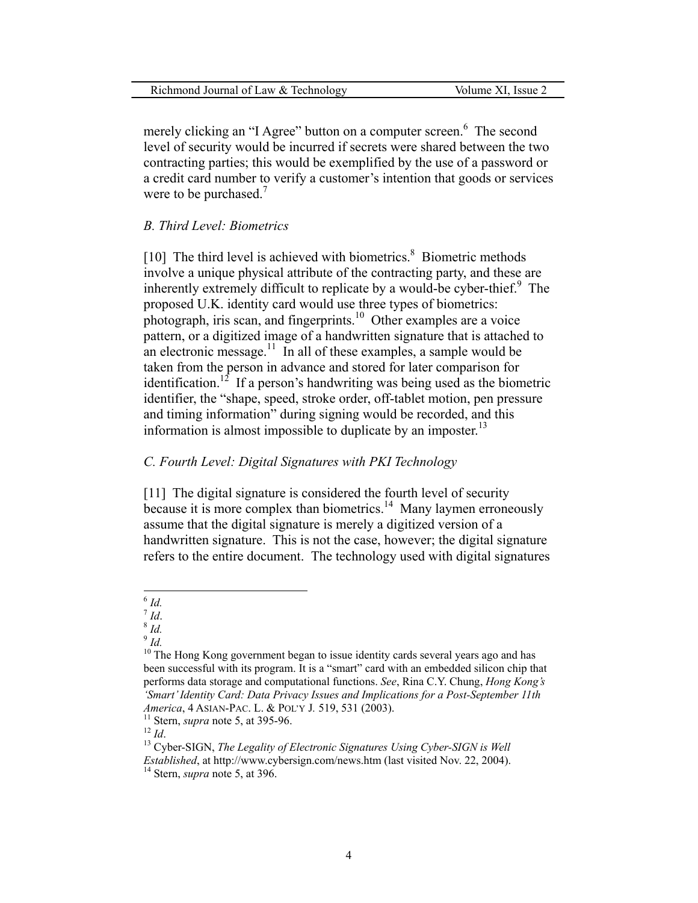merely clicking an "I Agree" button on a computer screen.[6] The second level of security would be incurred if secrets were shared between the two contracting parties; this would be exemplified by the use of a password or a credit card number to verify a customer's intention that goods or services were to be purchased.[7]

### *B. Third Level: Biometrics*

[10] The third level is achieved with biometrics.[8] Biometric methods involve a unique physical attribute of the contracting party, and these are inherently extremely difficult to replicate by a would-be cyber-thief.[9] The proposed U.K. identity card would use three types of biometrics: photograph, iris scan, and fingerprints.[10] Other examples are a voice pattern, or a digitized image of a handwritten signature that is attached to an electronic message.[11] In all of these examples, a sample would be taken from the person in advance and stored for later comparison for identification.[12] If a person's handwriting was being used as the biometric identifier, the "shape, speed, stroke order, off-tablet motion, pen pressure and timing information" during signing would be recorded, and this information is almost impossible to duplicate by an imposter.[13]

### *C. Fourth Level: Digital Signatures with PKI Technology*

[11] The digital signature is considered the fourth level of security because it is more complex than biometrics.[14] Many laymen erroneously assume that the digital signature is merely a digitized version of a handwritten signature. This is not the case, however; the digital signature refers to the entire document. The technology used with digital signatures

---

[6] *Id.*

[7] *Id*.

[8] *Id.*

[9] *Id.*

[10] The Hong Kong government began to issue identity cards several years ago and has been successful with its program. It is a "smart" card with an embedded silicon chip that performs data storage and computational functions. *See*, Rina C.Y. Chung, *Hong Kong's 'Smart' Identity Card: Data Privacy Issues and Implications for a Post-September 11th America*, 4 ASIAN-PAC. L. & POL'Y J. 519, 531 (2003).

[11] Stern, *supra* note 5, at 395-96.

[12] *Id*.

[13] Cyber-SIGN, *The Legality of Electronic Signatures Using Cyber-SIGN is Well Established*, at http://www.cybersign.com/news.htm (last visited Nov. 22, 2004).

[14] Stern, *supra* note 5, at 396.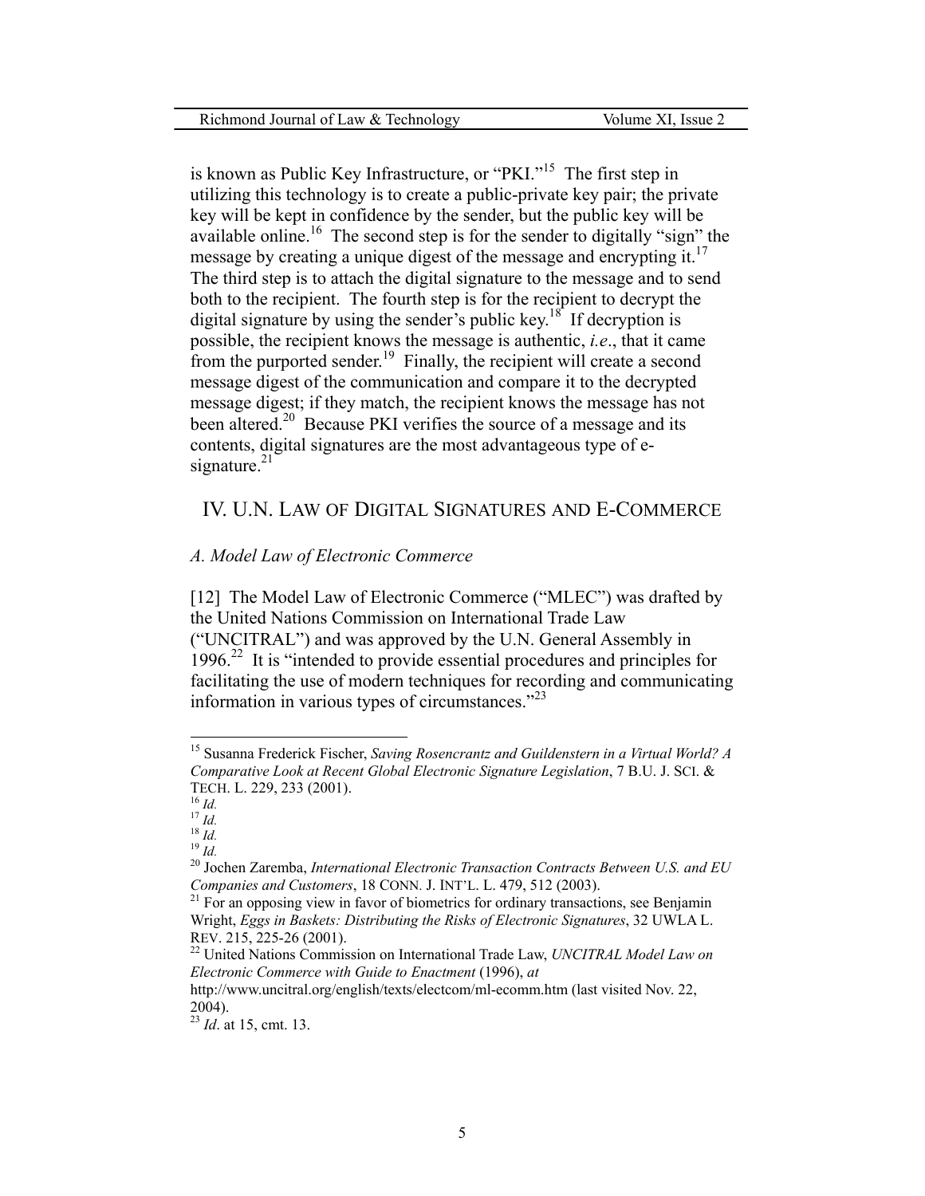is known as Public Key Infrastructure, or "PKI."[15] The first step in utilizing this technology is to create a public-private key pair; the private key will be kept in confidence by the sender, but the public key will be available online.[16] The second step is for the sender to digitally "sign" the message by creating a unique digest of the message and encrypting it.[17] The third step is to attach the digital signature to the message and to send both to the recipient. The fourth step is for the recipient to decrypt the digital signature by using the sender's public key.[18] If decryption is possible, the recipient knows the message is authentic, *i.e*., that it came from the purported sender.[19] Finally, the recipient will create a second message digest of the communication and compare it to the decrypted message digest; if they match, the recipient knows the message has not been altered.[20] Because PKI verifies the source of a message and its contents, digital signatures are the most advantageous type of e-signature.[21]

## IV. U.N. LAW OF DIGITAL SIGNATURES AND E-COMMERCE

### *A. Model Law of Electronic Commerce*

[12] The Model Law of Electronic Commerce ("MLEC") was drafted by the United Nations Commission on International Trade Law ("UNCITRAL") and was approved by the U.N. General Assembly in 1996.[22] It is "intended to provide essential procedures and principles for facilitating the use of modern techniques for recording and communicating information in various types of circumstances."[23]

---

[15] Susanna Frederick Fischer, *Saving Rosencrantz and Guildenstern in a Virtual World? A Comparative Look at Recent Global Electronic Signature Legislation*, 7 B.U. J. SCI. & TECH. L. 229, 233 (2001).

[16] *Id.*

[17] *Id.*

[18] *Id.*

[19] *Id.*

[20] Jochen Zaremba, *International Electronic Transaction Contracts Between U.S. and EU Companies and Customers*, 18 CONN. J. INT'L. L. 479, 512 (2003).

[21] For an opposing view in favor of biometrics for ordinary transactions, see Benjamin Wright, *Eggs in Baskets: Distributing the Risks of Electronic Signatures*, 32 UWLA L. REV. 215, 225-26 (2001).

[22] United Nations Commission on International Trade Law, *UNCITRAL Model Law on Electronic Commerce with Guide to Enactment* (1996), *at* http://www.uncitral.org/english/texts/electcom/ml-ecomm.htm (last visited Nov. 22, 2004).

[23] *Id*. at 15, cmt. 13.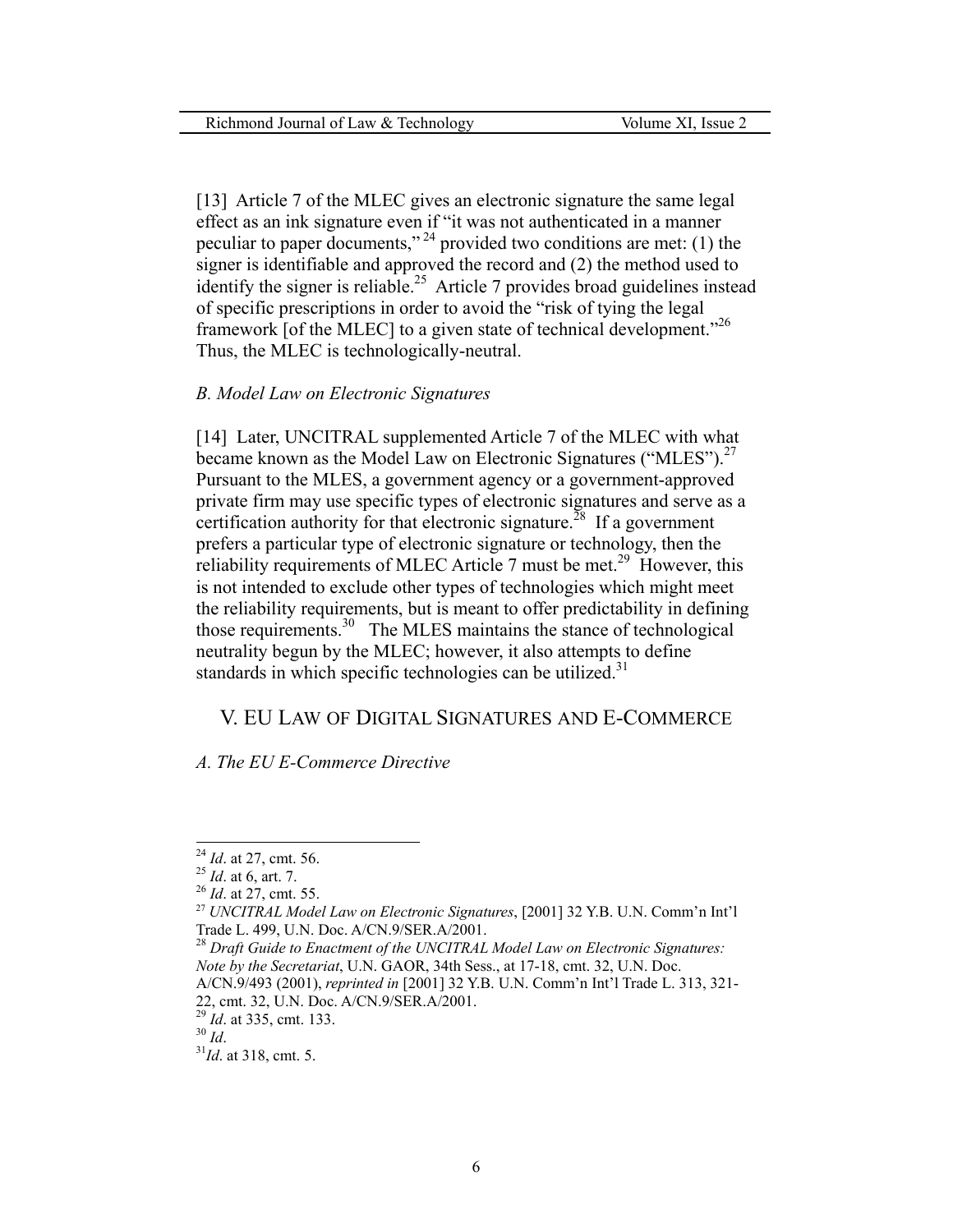[13] Article 7 of the MLEC gives an electronic signature the same legal effect as an ink signature even if "it was not authenticated in a manner peculiar to paper documents,"[24] provided two conditions are met: (1) the signer is identifiable and approved the record and (2) the method used to identify the signer is reliable.[25] Article 7 provides broad guidelines instead of specific prescriptions in order to avoid the "risk of tying the legal framework [of the MLEC] to a given state of technical development."[26] Thus, the MLEC is technologically-neutral.

### *B. Model Law on Electronic Signatures*

[14] Later, UNCITRAL supplemented Article 7 of the MLEC with what became known as the Model Law on Electronic Signatures ("MLES").[27] Pursuant to the MLES, a government agency or a government-approved private firm may use specific types of electronic signatures and serve as a certification authority for that electronic signature.[28] If a government prefers a particular type of electronic signature or technology, then the reliability requirements of MLEC Article 7 must be met.[29] However, this is not intended to exclude other types of technologies which might meet the reliability requirements, but is meant to offer predictability in defining those requirements.[30] The MLES maintains the stance of technological neutrality begun by the MLEC; however, it also attempts to define standards in which specific technologies can be utilized.[31]

## V. EU LAW OF DIGITAL SIGNATURES AND E-COMMERCE

### *A. The EU E-Commerce Directive*

---

[24] *Id*. at 27, cmt. 56.

[25] *Id*. at 6, art. 7.

[26] *Id*. at 27, cmt. 55.

[27] *UNCITRAL Model Law on Electronic Signatures*, [2001] 32 Y.B. U.N. Comm'n Int'l Trade L. 499, U.N. Doc. A/CN.9/SER.A/2001.

[28] *Draft Guide to Enactment of the UNCITRAL Model Law on Electronic Signatures: Note by the Secretariat*, U.N. GAOR, 34th Sess., at 17-18, cmt. 32, U.N. Doc. A/CN.9/493 (2001), *reprinted in* [2001] 32 Y.B. U.N. Comm'n Int'l Trade L. 313, 321-22, cmt. 32, U.N. Doc. A/CN.9/SER.A/2001.

[29] *Id*. at 335, cmt. 133.

[30] *Id*.

[31] *Id*. at 318, cmt. 5.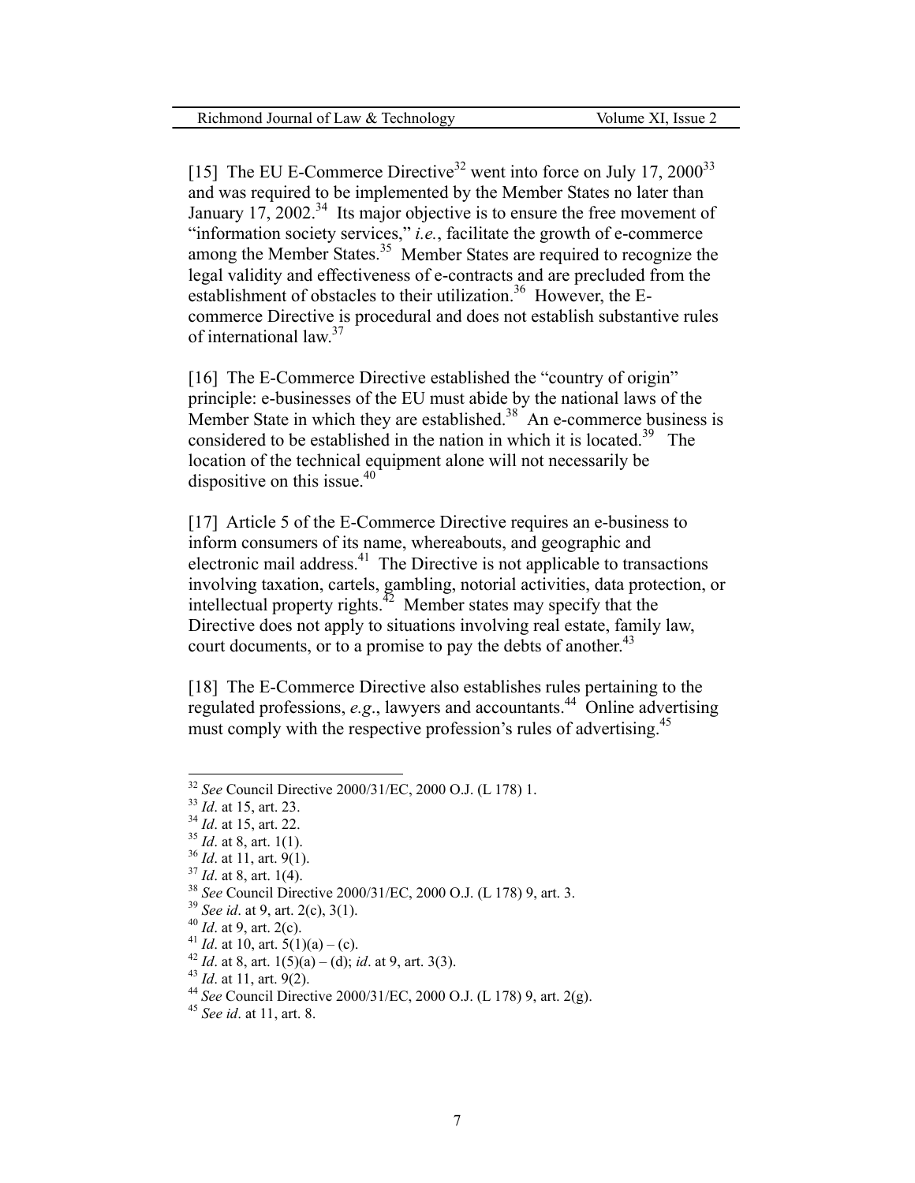[15] The EU E-Commerce Directive[32] went into force on July 17, 2000[33] and was required to be implemented by the Member States no later than January 17, 2002.[34] Its major objective is to ensure the free movement of "information society services," *i.e.*, facilitate the growth of e-commerce among the Member States.[35] Member States are required to recognize the legal validity and effectiveness of e-contracts and are precluded from the establishment of obstacles to their utilization.[36] However, the E-commerce Directive is procedural and does not establish substantive rules of international law.[37]

[16] The E-Commerce Directive established the "country of origin" principle: e-businesses of the EU must abide by the national laws of the Member State in which they are established.[38] An e-commerce business is considered to be established in the nation in which it is located.[39] The location of the technical equipment alone will not necessarily be dispositive on this issue.[40]

[17] Article 5 of the E-Commerce Directive requires an e-business to inform consumers of its name, whereabouts, and geographic and electronic mail address.[41] The Directive is not applicable to transactions involving taxation, cartels, gambling, notorial activities, data protection, or intellectual property rights.[42] Member states may specify that the Directive does not apply to situations involving real estate, family law, court documents, or to a promise to pay the debts of another.[43]

[18] The E-Commerce Directive also establishes rules pertaining to the regulated professions, *e.g*., lawyers and accountants.[44] Online advertising must comply with the respective profession's rules of advertising.[45]

---

[32] *See* Council Directive 2000/31/EC, 2000 O.J. (L 178) 1.
[33] *Id*. at 15, art. 23.
[34] *Id*. at 15, art. 22.
[35] *Id*. at 8, art. 1(1).
[36] *Id*. at 11, art. 9(1).
[37] *Id*. at 8, art. 1(4).
[38] *See* Council Directive 2000/31/EC, 2000 O.J. (L 178) 9, art. 3.
[39] *See id*. at 9, art. 2(c), 3(1).
[40] *Id*. at 9, art. 2(c).
[41] *Id*. at 10, art. 5(1)(a) – (c).
[42] *Id*. at 8, art. 1(5)(a) – (d); *id*. at 9, art. 3(3).
[43] *Id*. at 11, art. 9(2).
[44] *See* Council Directive 2000/31/EC, 2000 O.J. (L 178) 9, art. 2(g).
[45] *See id*. at 11, art. 8.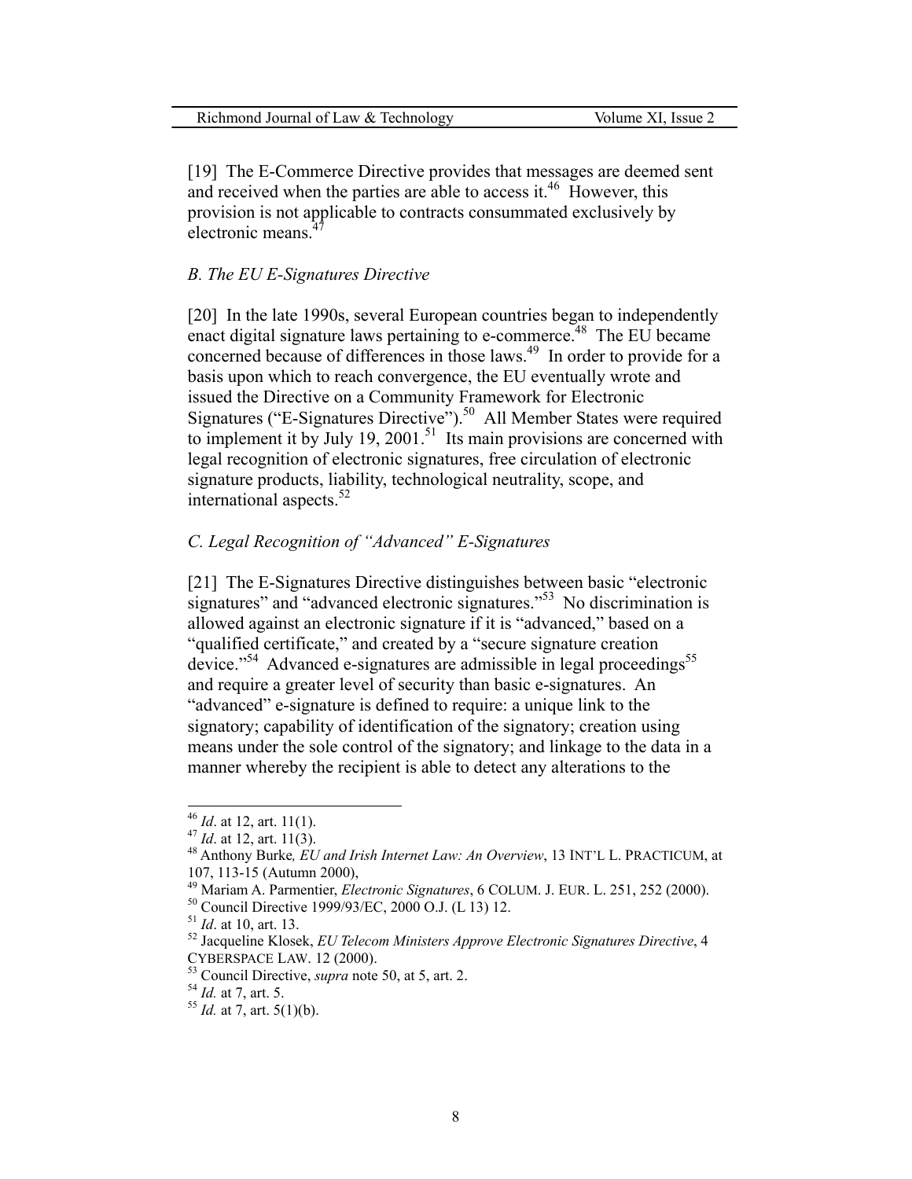[19] The E-Commerce Directive provides that messages are deemed sent and received when the parties are able to access it.[46] However, this provision is not applicable to contracts consummated exclusively by electronic means.[47]

### *B. The EU E-Signatures Directive*

[20] In the late 1990s, several European countries began to independently enact digital signature laws pertaining to e-commerce.[48] The EU became concerned because of differences in those laws.[49] In order to provide for a basis upon which to reach convergence, the EU eventually wrote and issued the Directive on a Community Framework for Electronic Signatures ("E-Signatures Directive").[50] All Member States were required to implement it by July 19, 2001.[51] Its main provisions are concerned with legal recognition of electronic signatures, free circulation of electronic signature products, liability, technological neutrality, scope, and international aspects.[52]

### *C. Legal Recognition of "Advanced" E-Signatures*

[21] The E-Signatures Directive distinguishes between basic "electronic signatures" and "advanced electronic signatures."[53] No discrimination is allowed against an electronic signature if it is "advanced," based on a "qualified certificate," and created by a "secure signature creation device."[54] Advanced e-signatures are admissible in legal proceedings[55] and require a greater level of security than basic e-signatures. An "advanced" e-signature is defined to require: a unique link to the signatory; capability of identification of the signatory; creation using means under the sole control of the signatory; and linkage to the data in a manner whereby the recipient is able to detect any alterations to the

---

[46] *Id*. at 12, art. 11(1).

[47] *Id*. at 12, art. 11(3).

[48] Anthony Burke*, EU and Irish Internet Law: An Overview*, 13 INT'L L. PRACTICUM, at 107, 113-15 (Autumn 2000),

[49] Mariam A. Parmentier, *Electronic Signatures*, 6 COLUM. J. EUR. L. 251, 252 (2000).

[50] Council Directive 1999/93/EC, 2000 O.J. (L 13) 12.

[51] *Id*. at 10, art. 13.

[52] Jacqueline Klosek, *EU Telecom Ministers Approve Electronic Signatures Directive*, 4 CYBERSPACE LAW. 12 (2000).

[53] Council Directive, *supra* note 50, at 5, art. 2.

[54] *Id.* at 7, art. 5.

[55] *Id.* at 7, art. 5(1)(b).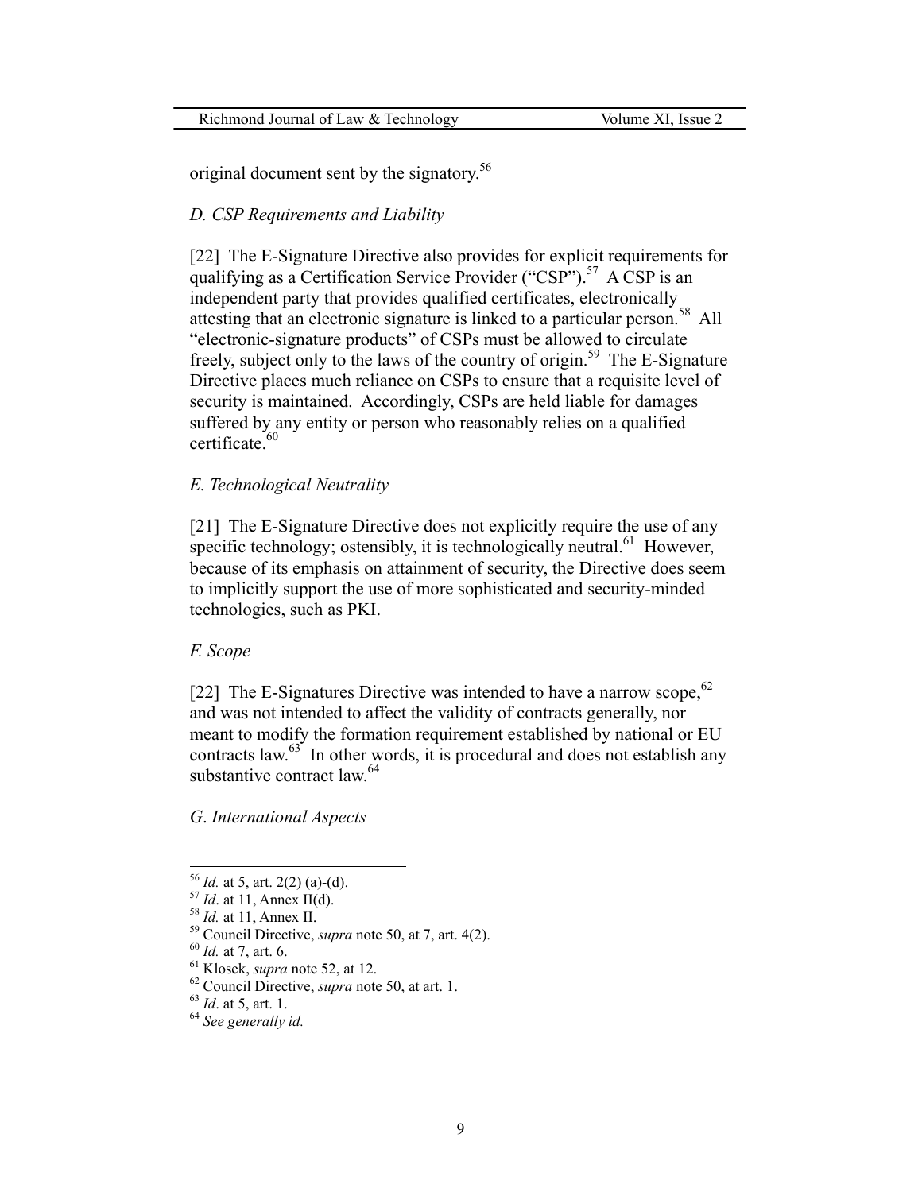original document sent by the signatory.[56]

*D. CSP Requirements and Liability*

[22] The E-Signature Directive also provides for explicit requirements for qualifying as a Certification Service Provider ("CSP").[57] A CSP is an independent party that provides qualified certificates, electronically attesting that an electronic signature is linked to a particular person.[58] All "electronic-signature products" of CSPs must be allowed to circulate freely, subject only to the laws of the country of origin.[59] The E-Signature Directive places much reliance on CSPs to ensure that a requisite level of security is maintained. Accordingly, CSPs are held liable for damages suffered by any entity or person who reasonably relies on a qualified certificate.[60]

*E. Technological Neutrality*

[21] The E-Signature Directive does not explicitly require the use of any specific technology; ostensibly, it is technologically neutral.[61] However, because of its emphasis on attainment of security, the Directive does seem to implicitly support the use of more sophisticated and security-minded technologies, such as PKI.

*F. Scope*

[22] The E-Signatures Directive was intended to have a narrow scope,[62] and was not intended to affect the validity of contracts generally, nor meant to modify the formation requirement established by national or EU contracts law.[63] In other words, it is procedural and does not establish any substantive contract law.[64]

*G. International Aspects*

---

[56] *Id.* at 5, art. 2(2) (a)-(d).

[57] *Id*. at 11, Annex II(d).

[58] *Id.* at 11, Annex II.

[59] Council Directive, *supra* note 50, at 7, art. 4(2).

[60] *Id.* at 7, art. 6.

[61] Klosek, *supra* note 52, at 12.

[62] Council Directive, *supra* note 50, at art. 1.

[63] *Id*. at 5, art. 1.

[64] *See generally id.*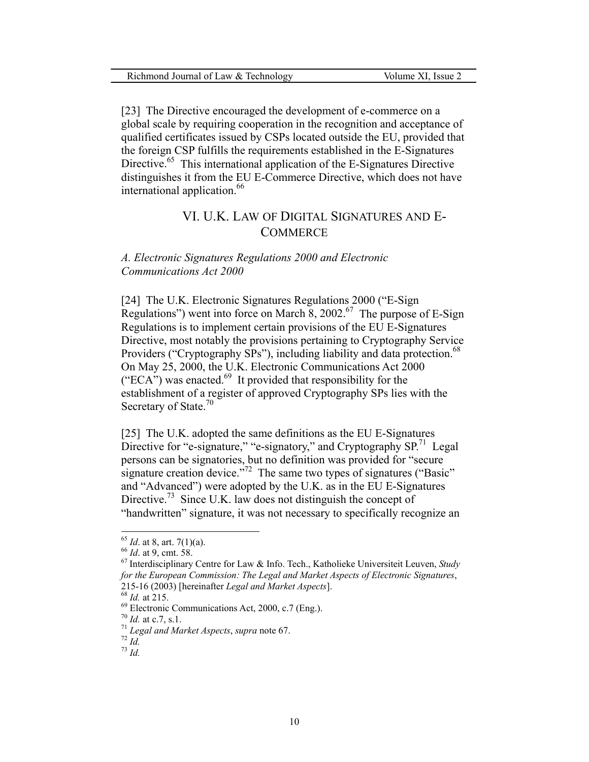[23] The Directive encouraged the development of e-commerce on a global scale by requiring cooperation in the recognition and acceptance of qualified certificates issued by CSPs located outside the EU, provided that the foreign CSP fulfills the requirements established in the E-Signatures Directive.[65] This international application of the E-Signatures Directive distinguishes it from the EU E-Commerce Directive, which does not have international application.[66]

## VI. U.K. LAW OF DIGITAL SIGNATURES AND E-COMMERCE

### *A. Electronic Signatures Regulations 2000 and Electronic Communications Act 2000*

[24] The U.K. Electronic Signatures Regulations 2000 ("E-Sign Regulations") went into force on March 8, 2002.[67] The purpose of E-Sign Regulations is to implement certain provisions of the EU E-Signatures Directive, most notably the provisions pertaining to Cryptography Service Providers ("Cryptography SPs"), including liability and data protection.[68] On May 25, 2000, the U.K. Electronic Communications Act 2000 ("ECA") was enacted.[69] It provided that responsibility for the establishment of a register of approved Cryptography SPs lies with the Secretary of State.[70]

[25] The U.K. adopted the same definitions as the EU E-Signatures Directive for "e-signature," "e-signatory," and Cryptography SP.[71] Legal persons can be signatories, but no definition was provided for "secure signature creation device."[72] The same two types of signatures ("Basic" and "Advanced") were adopted by the U.K. as in the EU E-Signatures Directive.[73] Since U.K. law does not distinguish the concept of "handwritten" signature, it was not necessary to specifically recognize an

---

[65] *Id*. at 8, art. 7(1)(a).

[66] *Id*. at 9, cmt. 58.

[67] Interdisciplinary Centre for Law & Info. Tech., Katholieke Universiteit Leuven, *Study for the European Commission: The Legal and Market Aspects of Electronic Signatures*, 215-16 (2003) [hereinafter *Legal and Market Aspects*].

[68] *Id.* at 215.

[69] Electronic Communications Act, 2000, c.7 (Eng.).

[70] *Id.* at c.7, s.1.

[71] *Legal and Market Aspects*, *supra* note 67.

[72] *Id.*

[73] *Id.*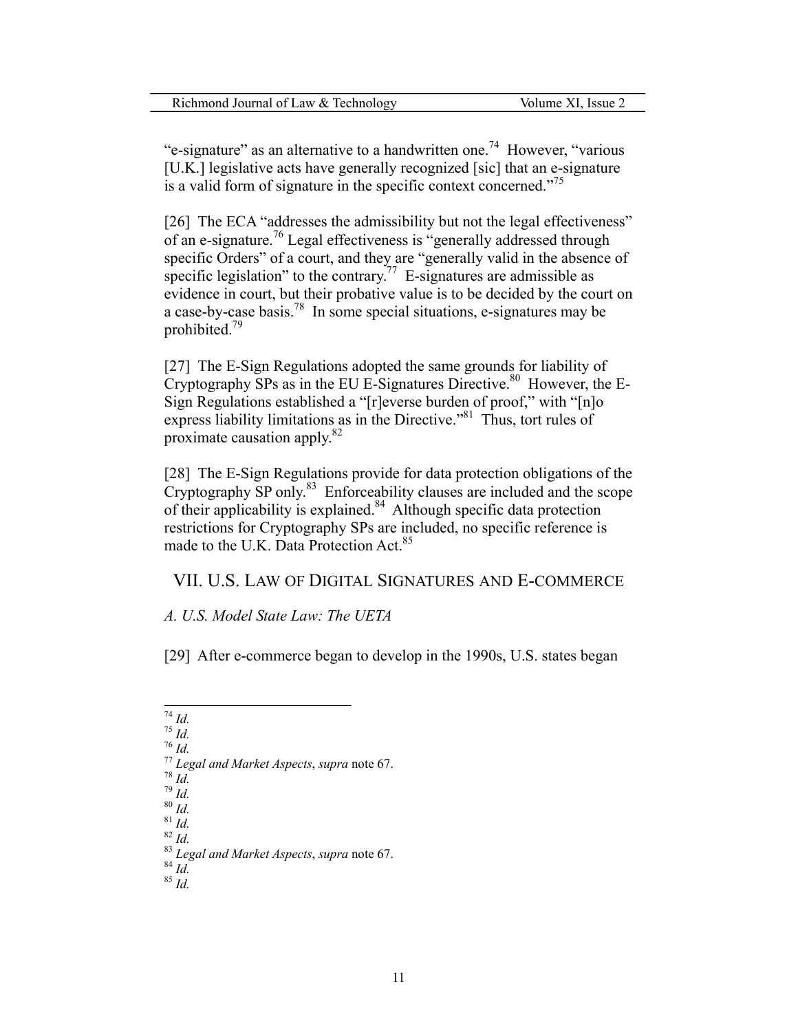"e-signature" as an alternative to a handwritten one.[74] However, "various [U.K.] legislative acts have generally recognized [sic] that an e-signature is a valid form of signature in the specific context concerned."[75]

[26] The ECA "addresses the admissibility but not the legal effectiveness" of an e-signature.[76] Legal effectiveness is "generally addressed through specific Orders" of a court, and they are "generally valid in the absence of specific legislation" to the contrary.[77] E-signatures are admissible as evidence in court, but their probative value is to be decided by the court on a case-by-case basis.[78] In some special situations, e-signatures may be prohibited.[79]

[27] The E-Sign Regulations adopted the same grounds for liability of Cryptography SPs as in the EU E-Signatures Directive.[80] However, the E-Sign Regulations established a "[r]everse burden of proof," with "[n]o express liability limitations as in the Directive."[81] Thus, tort rules of proximate causation apply.[82]

[28] The E-Sign Regulations provide for data protection obligations of the Cryptography SP only.[83] Enforceability clauses are included and the scope of their applicability is explained.[84] Although specific data protection restrictions for Cryptography SPs are included, no specific reference is made to the U.K. Data Protection Act.[85]

## VII. U.S. Law of Digital Signatures and E-commerce

### *A. U.S. Model State Law: The UETA*

[29] After e-commerce began to develop in the 1990s, U.S. states began

---

[74] *Id.*
[75] *Id.*
[76] *Id.*
[77] *Legal and Market Aspects*, *supra* note 67.
[78] *Id.*
[79] *Id.*
[80] *Id.*
[81] *Id.*
[82] *Id.*
[83] *Legal and Market Aspects*, *supra* note 67.
[84] *Id.*
[85] *Id.*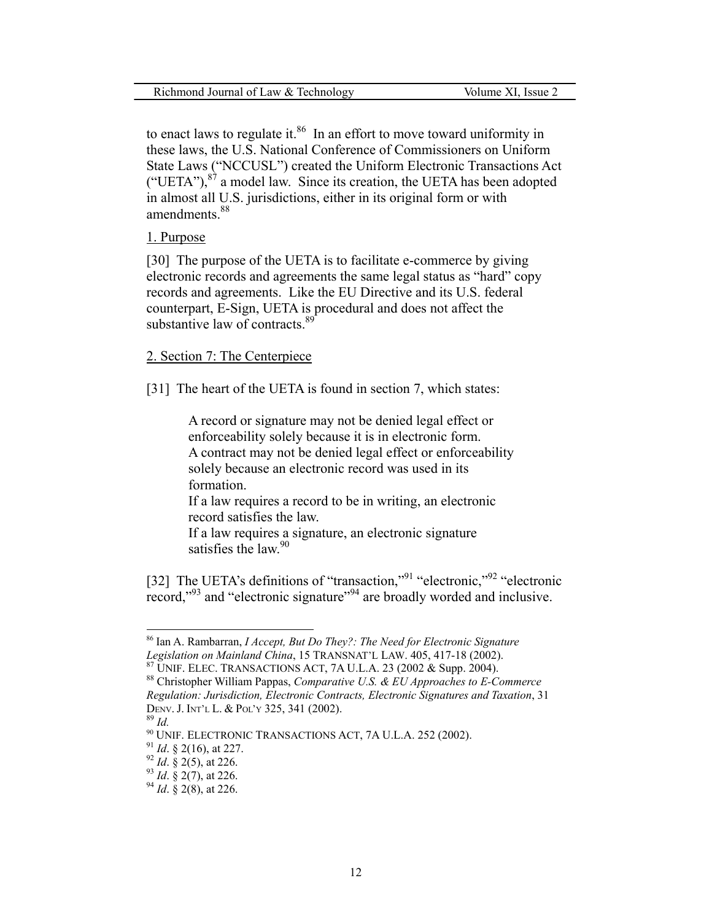to enact laws to regulate it.[86] In an effort to move toward uniformity in these laws, the U.S. National Conference of Commissioners on Uniform State Laws ("NCCUSL") created the Uniform Electronic Transactions Act ("UETA"),[87] a model law. Since its creation, the UETA has been adopted in almost all U.S. jurisdictions, either in its original form or with amendments.[88]

1. Purpose

[30] The purpose of the UETA is to facilitate e-commerce by giving electronic records and agreements the same legal status as "hard" copy records and agreements. Like the EU Directive and its U.S. federal counterpart, E-Sign, UETA is procedural and does not affect the substantive law of contracts.[89]

2. Section 7: The Centerpiece

[31] The heart of the UETA is found in section 7, which states:

> A record or signature may not be denied legal effect or enforceability solely because it is in electronic form.
> A contract may not be denied legal effect or enforceability solely because an electronic record was used in its formation.
> If a law requires a record to be in writing, an electronic record satisfies the law.
> If a law requires a signature, an electronic signature satisfies the law.[90]

[32] The UETA's definitions of "transaction,"[91] "electronic,"[92] "electronic record,"[93] and "electronic signature"[94] are broadly worded and inclusive.

---

[86] Ian A. Rambarran, *I Accept, But Do They?: The Need for Electronic Signature Legislation on Mainland China*, 15 TRANSNAT'L LAW. 405, 417-18 (2002).
[87] UNIF. ELEC. TRANSACTIONS ACT, 7A U.L.A. 23 (2002 & Supp. 2004).
[88] Christopher William Pappas, *Comparative U.S. & EU Approaches to E-Commerce Regulation: Jurisdiction, Electronic Contracts, Electronic Signatures and Taxation*, 31 DENV. J. INT'L L. & POL'Y 325, 341 (2002).
[89] *Id.*
[90] UNIF. ELECTRONIC TRANSACTIONS ACT, 7A U.L.A. 252 (2002).
[91] *Id*. § 2(16), at 227.
[92] *Id*. § 2(5), at 226.
[93] *Id*. § 2(7), at 226.
[94] *Id*. § 2(8), at 226.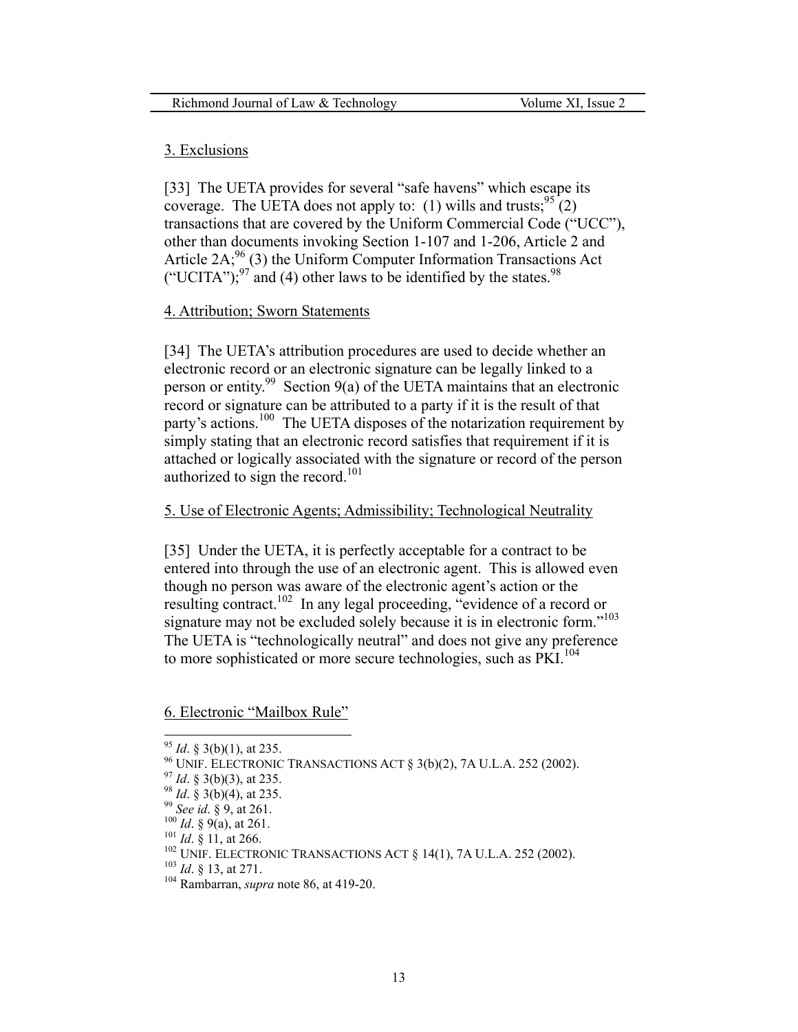### 3. Exclusions

[33] The UETA provides for several "safe havens" which escape its coverage. The UETA does not apply to: (1) wills and trusts;[95] (2) transactions that are covered by the Uniform Commercial Code ("UCC"), other than documents invoking Section 1-107 and 1-206, Article 2 and Article 2A;[96] (3) the Uniform Computer Information Transactions Act ("UCITA");[97] and (4) other laws to be identified by the states.[98]

### 4. Attribution; Sworn Statements

[34] The UETA's attribution procedures are used to decide whether an electronic record or an electronic signature can be legally linked to a person or entity.[99] Section 9(a) of the UETA maintains that an electronic record or signature can be attributed to a party if it is the result of that party's actions.[100] The UETA disposes of the notarization requirement by simply stating that an electronic record satisfies that requirement if it is attached or logically associated with the signature or record of the person authorized to sign the record.[101]

### 5. Use of Electronic Agents; Admissibility; Technological Neutrality

[35] Under the UETA, it is perfectly acceptable for a contract to be entered into through the use of an electronic agent. This is allowed even though no person was aware of the electronic agent's action or the resulting contract.[102] In any legal proceeding, "evidence of a record or signature may not be excluded solely because it is in electronic form."[103] The UETA is "technologically neutral" and does not give any preference to more sophisticated or more secure technologies, such as PKI.[104]

### 6. Electronic "Mailbox Rule"

---

[95] *Id*. § 3(b)(1), at 235.

[96] UNIF. ELECTRONIC TRANSACTIONS ACT § 3(b)(2), 7A U.L.A. 252 (2002).

[97] *Id*. § 3(b)(3), at 235.

[98] *Id*. § 3(b)(4), at 235.

[99] *See id*. § 9, at 261.

[100] *Id*. § 9(a), at 261.

[101] *Id*. § 11, at 266.

[102] UNIF. ELECTRONIC TRANSACTIONS ACT § 14(1), 7A U.L.A. 252 (2002).

[103] *Id*. § 13, at 271.

[104] Rambarran, *supra* note 86, at 419-20.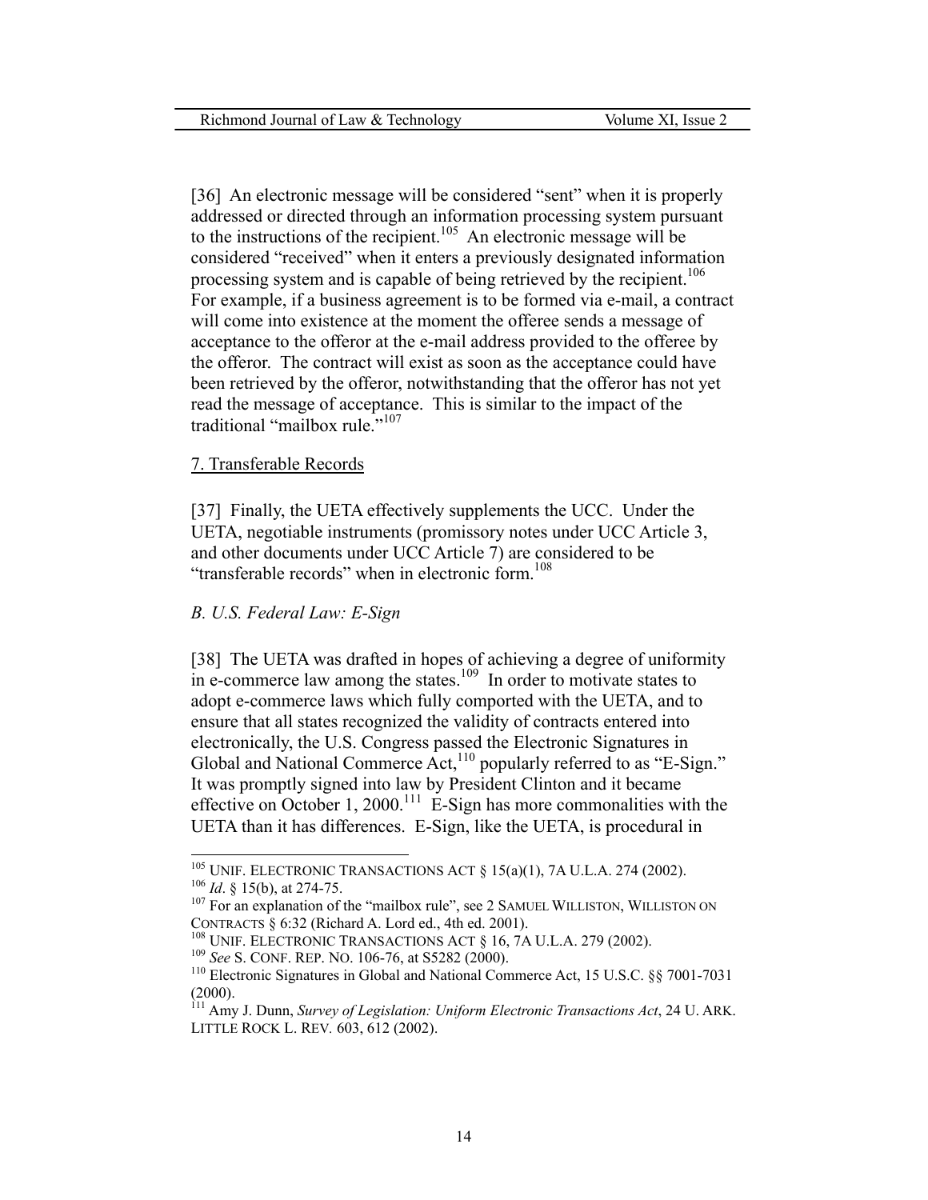[36] An electronic message will be considered "sent" when it is properly addressed or directed through an information processing system pursuant to the instructions of the recipient.[105] An electronic message will be considered "received" when it enters a previously designated information processing system and is capable of being retrieved by the recipient.[106] For example, if a business agreement is to be formed via e-mail, a contract will come into existence at the moment the offeree sends a message of acceptance to the offeror at the e-mail address provided to the offeree by the offeror. The contract will exist as soon as the acceptance could have been retrieved by the offeror, notwithstanding that the offeror has not yet read the message of acceptance. This is similar to the impact of the traditional "mailbox rule."[107]

7. Transferable Records

[37] Finally, the UETA effectively supplements the UCC. Under the UETA, negotiable instruments (promissory notes under UCC Article 3, and other documents under UCC Article 7) are considered to be "transferable records" when in electronic form.[108]

*B. U.S. Federal Law: E-Sign*

[38] The UETA was drafted in hopes of achieving a degree of uniformity in e-commerce law among the states.[109] In order to motivate states to adopt e-commerce laws which fully comported with the UETA, and to ensure that all states recognized the validity of contracts entered into electronically, the U.S. Congress passed the Electronic Signatures in Global and National Commerce Act,[110] popularly referred to as "E-Sign." It was promptly signed into law by President Clinton and it became effective on October 1, 2000.[111] E-Sign has more commonalities with the UETA than it has differences. E-Sign, like the UETA, is procedural in

---

[105] UNIF. ELECTRONIC TRANSACTIONS ACT § 15(a)(1), 7A U.L.A. 274 (2002).

[106] *Id*. § 15(b), at 274-75.

[107] For an explanation of the "mailbox rule", see 2 SAMUEL WILLISTON, WILLISTON ON CONTRACTS § 6:32 (Richard A. Lord ed., 4th ed. 2001).

[108] UNIF. ELECTRONIC TRANSACTIONS ACT § 16, 7A U.L.A. 279 (2002).

[109] *See* S. CONF. REP. NO. 106-76, at S5282 (2000).

[110] Electronic Signatures in Global and National Commerce Act, 15 U.S.C. §§ 7001-7031 (2000).

[111] Amy J. Dunn, *Survey of Legislation: Uniform Electronic Transactions Act*, 24 U. ARK. LITTLE ROCK L. REV. 603, 612 (2002).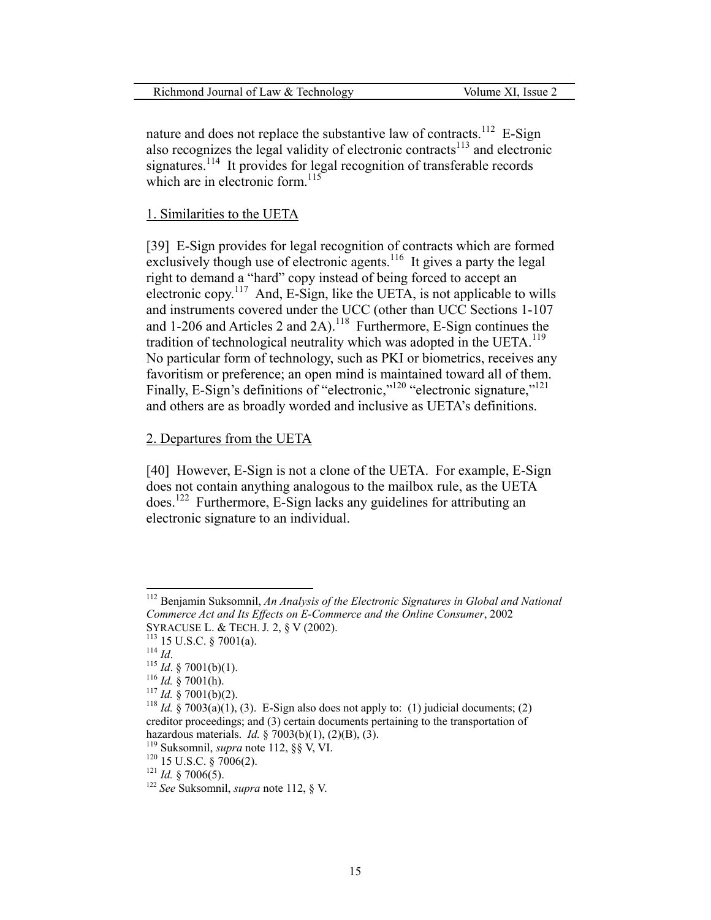nature and does not replace the substantive law of contracts.[112] E-Sign also recognizes the legal validity of electronic contracts[113] and electronic signatures.[114] It provides for legal recognition of transferable records which are in electronic form.[115]

1. Similarities to the UETA

[39] E-Sign provides for legal recognition of contracts which are formed exclusively though use of electronic agents.[116] It gives a party the legal right to demand a "hard" copy instead of being forced to accept an electronic copy.[117] And, E-Sign, like the UETA, is not applicable to wills and instruments covered under the UCC (other than UCC Sections 1-107 and 1-206 and Articles 2 and 2A).[118] Furthermore, E-Sign continues the tradition of technological neutrality which was adopted in the UETA.[119] No particular form of technology, such as PKI or biometrics, receives any favoritism or preference; an open mind is maintained toward all of them. Finally, E-Sign's definitions of "electronic,"[120] "electronic signature,"[121] and others are as broadly worded and inclusive as UETA's definitions.

2. Departures from the UETA

[40] However, E-Sign is not a clone of the UETA. For example, E-Sign does not contain anything analogous to the mailbox rule, as the UETA does.[122] Furthermore, E-Sign lacks any guidelines for attributing an electronic signature to an individual.

---

[112] Benjamin Suksomnil, *An Analysis of the Electronic Signatures in Global and National Commerce Act and Its Effects on E-Commerce and the Online Consumer*, 2002 SYRACUSE L. & TECH. J. 2, § V (2002).

[113] 15 U.S.C. § 7001(a).

[114] *Id*.

[115] *Id*. § 7001(b)(1).

[116] *Id.* § 7001(h).

[117] *Id.* § 7001(b)(2).

[118] *Id.* § 7003(a)(1), (3). E-Sign also does not apply to: (1) judicial documents; (2) creditor proceedings; and (3) certain documents pertaining to the transportation of hazardous materials. *Id.* § 7003(b)(1), (2)(B), (3).

[119] Suksomnil, *supra* note 112, §§ V, VI.

[120] 15 U.S.C. § 7006(2).

[121] *Id.* § 7006(5).

[122] *See* Suksomnil, *supra* note 112, § V.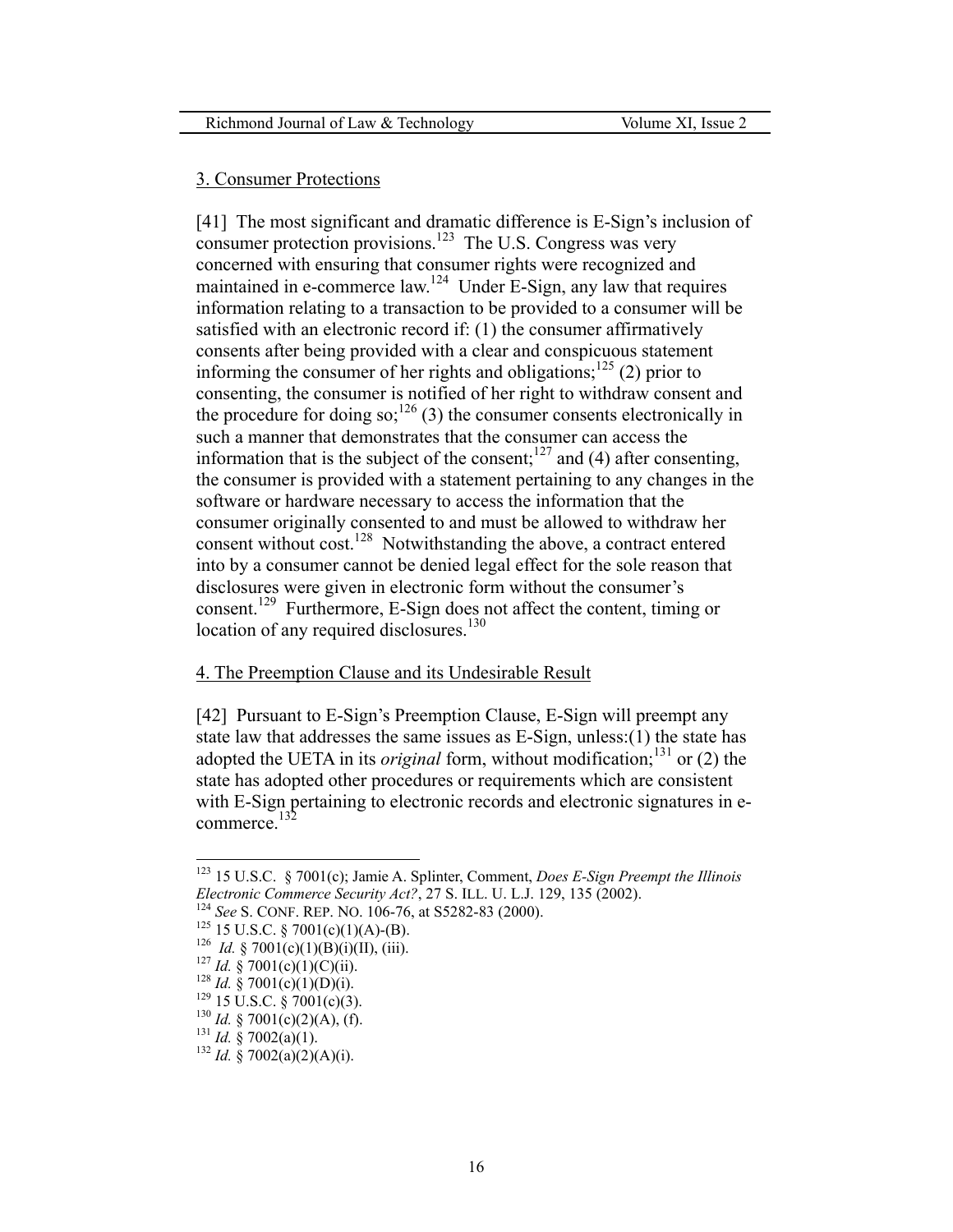3. Consumer Protections

[41] The most significant and dramatic difference is E-Sign's inclusion of consumer protection provisions.[123] The U.S. Congress was very concerned with ensuring that consumer rights were recognized and maintained in e-commerce law.[124] Under E-Sign, any law that requires information relating to a transaction to be provided to a consumer will be satisfied with an electronic record if: (1) the consumer affirmatively consents after being provided with a clear and conspicuous statement informing the consumer of her rights and obligations;[125] (2) prior to consenting, the consumer is notified of her right to withdraw consent and the procedure for doing so;[126] (3) the consumer consents electronically in such a manner that demonstrates that the consumer can access the information that is the subject of the consent;[127] and (4) after consenting, the consumer is provided with a statement pertaining to any changes in the software or hardware necessary to access the information that the consumer originally consented to and must be allowed to withdraw her consent without cost.[128] Notwithstanding the above, a contract entered into by a consumer cannot be denied legal effect for the sole reason that disclosures were given in electronic form without the consumer's consent.[129] Furthermore, E-Sign does not affect the content, timing or location of any required disclosures.[130]

4. The Preemption Clause and its Undesirable Result

[42] Pursuant to E-Sign's Preemption Clause, E-Sign will preempt any state law that addresses the same issues as E-Sign, unless:(1) the state has adopted the UETA in its *original* form, without modification;[131] or (2) the state has adopted other procedures or requirements which are consistent with E-Sign pertaining to electronic records and electronic signatures in e-commerce.[132]

---

[123] 15 U.S.C. § 7001(c); Jamie A. Splinter, Comment, *Does E-Sign Preempt the Illinois Electronic Commerce Security Act?*, 27 S. ILL. U. L.J. 129, 135 (2002).

[124] *See* S. CONF. REP. NO. 106-76, at S5282-83 (2000).

[125] 15 U.S.C. § 7001(c)(1)(A)-(B).

[126] *Id.* § 7001(c)(1)(B)(i)(II), (iii).

[127] *Id.* § 7001(c)(1)(C)(ii).

[128] *Id.* § 7001(c)(1)(D)(i).

[129] 15 U.S.C. § 7001(c)(3).

[130] *Id.* § 7001(c)(2)(A), (f).

[131] *Id.* § 7002(a)(1).

[132] *Id.* § 7002(a)(2)(A)(i).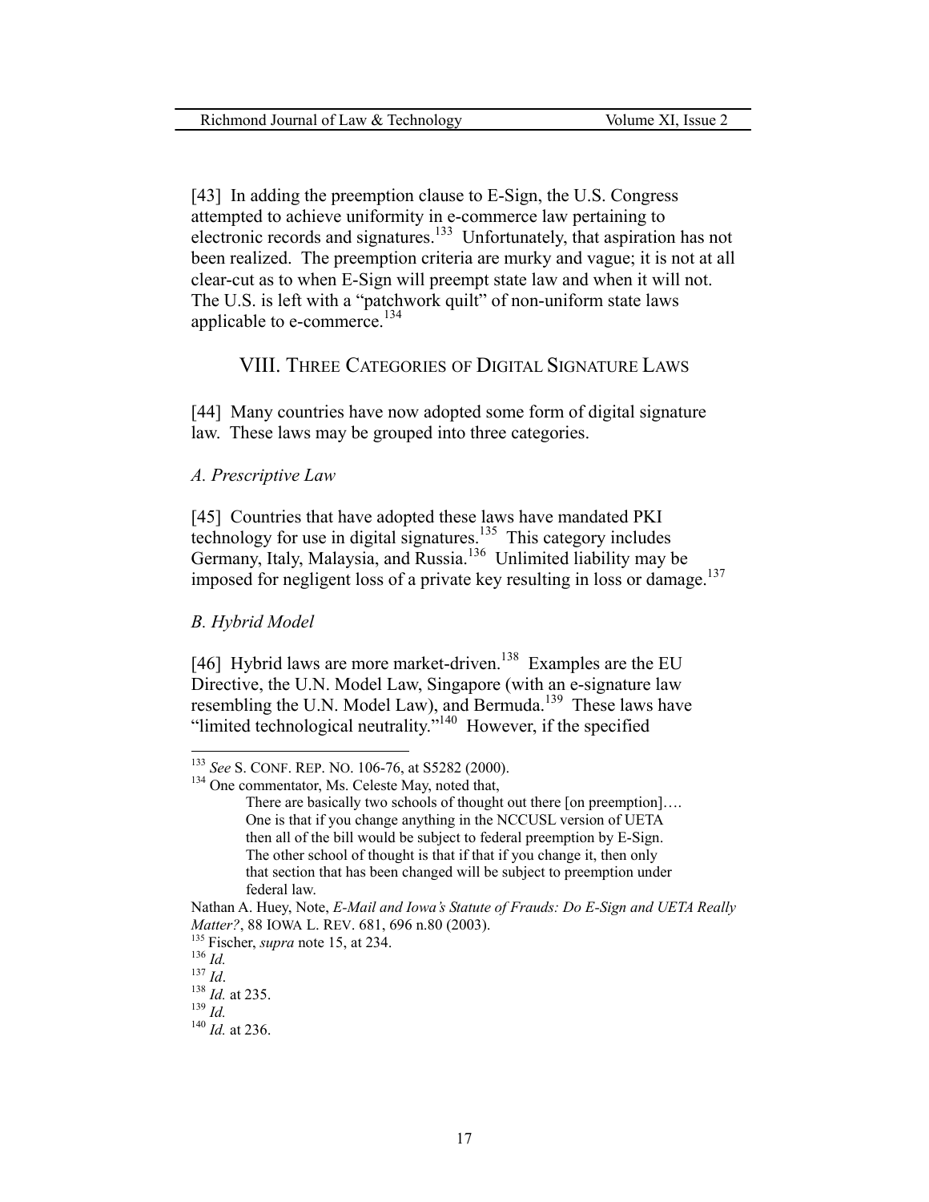[43] In adding the preemption clause to E-Sign, the U.S. Congress attempted to achieve uniformity in e-commerce law pertaining to electronic records and signatures.[133] Unfortunately, that aspiration has not been realized. The preemption criteria are murky and vague; it is not at all clear-cut as to when E-Sign will preempt state law and when it will not. The U.S. is left with a "patchwork quilt" of non-uniform state laws applicable to e-commerce.[134]

## VIII. Three Categories of Digital Signature Laws

[44] Many countries have now adopted some form of digital signature law. These laws may be grouped into three categories.

### *A. Prescriptive Law*

[45] Countries that have adopted these laws have mandated PKI technology for use in digital signatures.[135] This category includes Germany, Italy, Malaysia, and Russia.[136] Unlimited liability may be imposed for negligent loss of a private key resulting in loss or damage.[137]

### *B. Hybrid Model*

[46] Hybrid laws are more market-driven.[138] Examples are the EU Directive, the U.N. Model Law, Singapore (with an e-signature law resembling the U.N. Model Law), and Bermuda.[139] These laws have "limited technological neutrality."[140] However, if the specified

---

[133] *See* S. CONF. REP. NO. 106-76, at S5282 (2000).

[134] One commentator, Ms. Celeste May, noted that,

> There are basically two schools of thought out there [on preemption]…. One is that if you change anything in the NCCUSL version of UETA then all of the bill would be subject to federal preemption by E-Sign. The other school of thought is that if that if you change it, then only that section that has been changed will be subject to preemption under federal law.

Nathan A. Huey, Note, *E-Mail and Iowa's Statute of Frauds: Do E-Sign and UETA Really Matter?*, 88 IOWA L. REV. 681, 696 n.80 (2003).

[135] Fischer, *supra* note 15, at 234.

[136] *Id.*

[137] *Id*.

[138] *Id.* at 235.

[139] *Id.*

[140] *Id.* at 236.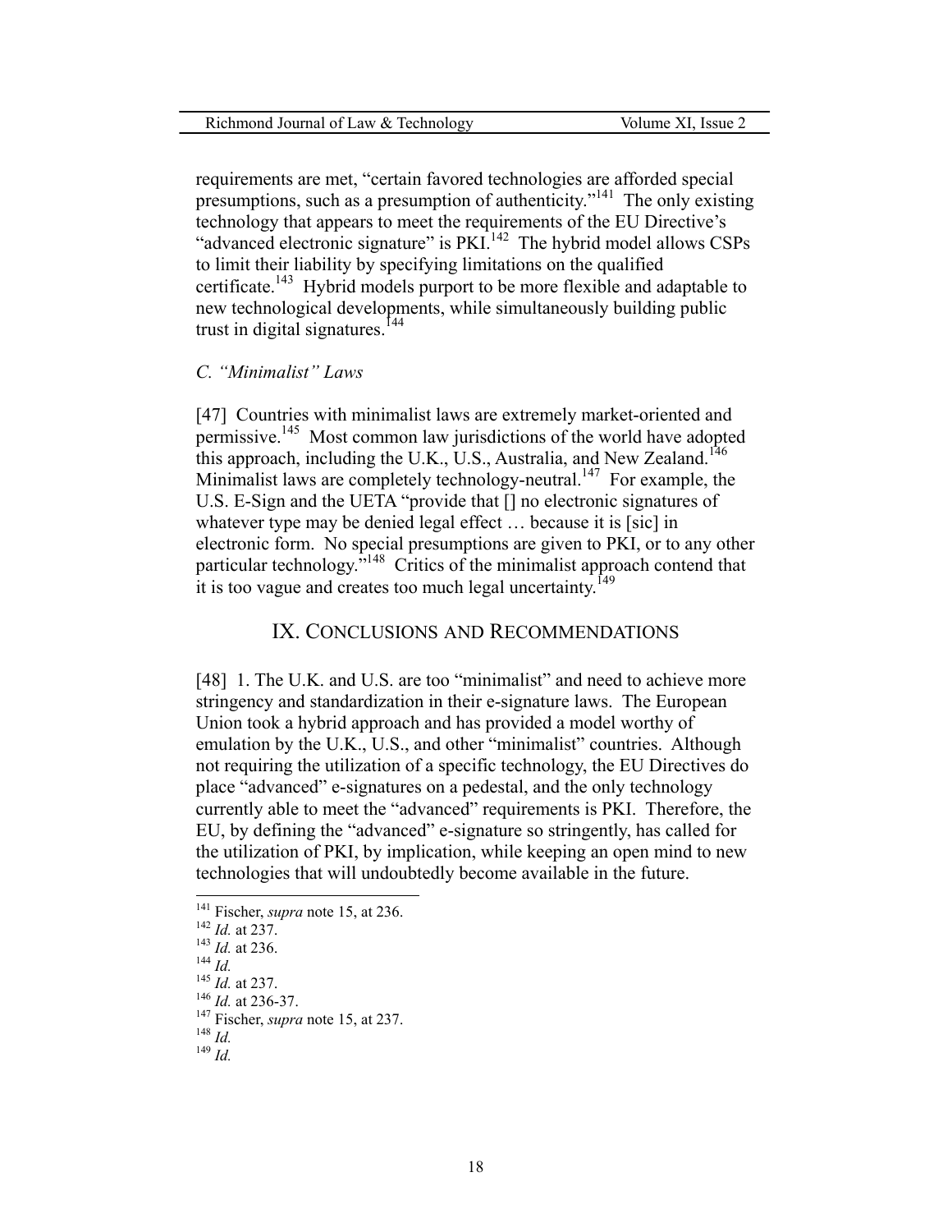requirements are met, "certain favored technologies are afforded special presumptions, such as a presumption of authenticity."[141] The only existing technology that appears to meet the requirements of the EU Directive's "advanced electronic signature" is PKI.[142] The hybrid model allows CSPs to limit their liability by specifying limitations on the qualified certificate.[143] Hybrid models purport to be more flexible and adaptable to new technological developments, while simultaneously building public trust in digital signatures.[144]

### *C. "Minimalist" Laws*

[47] Countries with minimalist laws are extremely market-oriented and permissive.[145] Most common law jurisdictions of the world have adopted this approach, including the U.K., U.S., Australia, and New Zealand.[146] Minimalist laws are completely technology-neutral.[147] For example, the U.S. E-Sign and the UETA "provide that [] no electronic signatures of whatever type may be denied legal effect … because it is [sic] in electronic form. No special presumptions are given to PKI, or to any other particular technology."[148] Critics of the minimalist approach contend that it is too vague and creates too much legal uncertainty.[149]

## IX. CONCLUSIONS AND RECOMMENDATIONS

[48] 1. The U.K. and U.S. are too "minimalist" and need to achieve more stringency and standardization in their e-signature laws. The European Union took a hybrid approach and has provided a model worthy of emulation by the U.K., U.S., and other "minimalist" countries. Although not requiring the utilization of a specific technology, the EU Directives do place "advanced" e-signatures on a pedestal, and the only technology currently able to meet the "advanced" requirements is PKI. Therefore, the EU, by defining the "advanced" e-signature so stringently, has called for the utilization of PKI, by implication, while keeping an open mind to new technologies that will undoubtedly become available in the future.

---

[141] Fischer, *supra* note 15, at 236.
[142] *Id.* at 237.
[143] *Id.* at 236.
[144] *Id.*
[145] *Id.* at 237.
[146] *Id.* at 236-37.
[147] Fischer, *supra* note 15, at 237.
[148] *Id.*
[149] *Id.*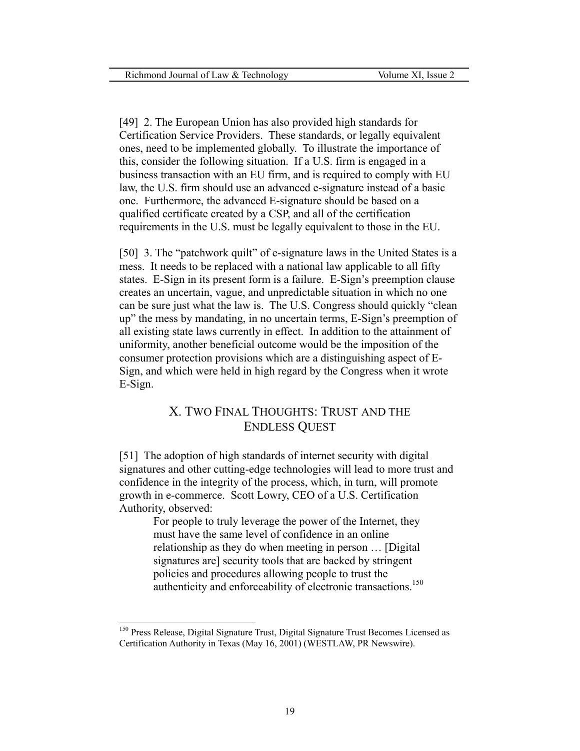[49] 2. The European Union has also provided high standards for Certification Service Providers. These standards, or legally equivalent ones, need to be implemented globally. To illustrate the importance of this, consider the following situation. If a U.S. firm is engaged in a business transaction with an EU firm, and is required to comply with EU law, the U.S. firm should use an advanced e-signature instead of a basic one. Furthermore, the advanced E-signature should be based on a qualified certificate created by a CSP, and all of the certification requirements in the U.S. must be legally equivalent to those in the EU.

[50] 3. The "patchwork quilt" of e-signature laws in the United States is a mess. It needs to be replaced with a national law applicable to all fifty states. E-Sign in its present form is a failure. E-Sign's preemption clause creates an uncertain, vague, and unpredictable situation in which no one can be sure just what the law is. The U.S. Congress should quickly "clean up" the mess by mandating, in no uncertain terms, E-Sign's preemption of all existing state laws currently in effect. In addition to the attainment of uniformity, another beneficial outcome would be the imposition of the consumer protection provisions which are a distinguishing aspect of E-Sign, and which were held in high regard by the Congress when it wrote E-Sign.

## X. Two Final Thoughts: Trust and the Endless Quest

[51] The adoption of high standards of internet security with digital signatures and other cutting-edge technologies will lead to more trust and confidence in the integrity of the process, which, in turn, will promote growth in e-commerce. Scott Lowry, CEO of a U.S. Certification Authority, observed:

> For people to truly leverage the power of the Internet, they must have the same level of confidence in an online relationship as they do when meeting in person … [Digital signatures are] security tools that are backed by stringent policies and procedures allowing people to trust the authenticity and enforceability of electronic transactions.[150]

---

[150] Press Release, Digital Signature Trust, Digital Signature Trust Becomes Licensed as Certification Authority in Texas (May 16, 2001) (WESTLAW, PR Newswire).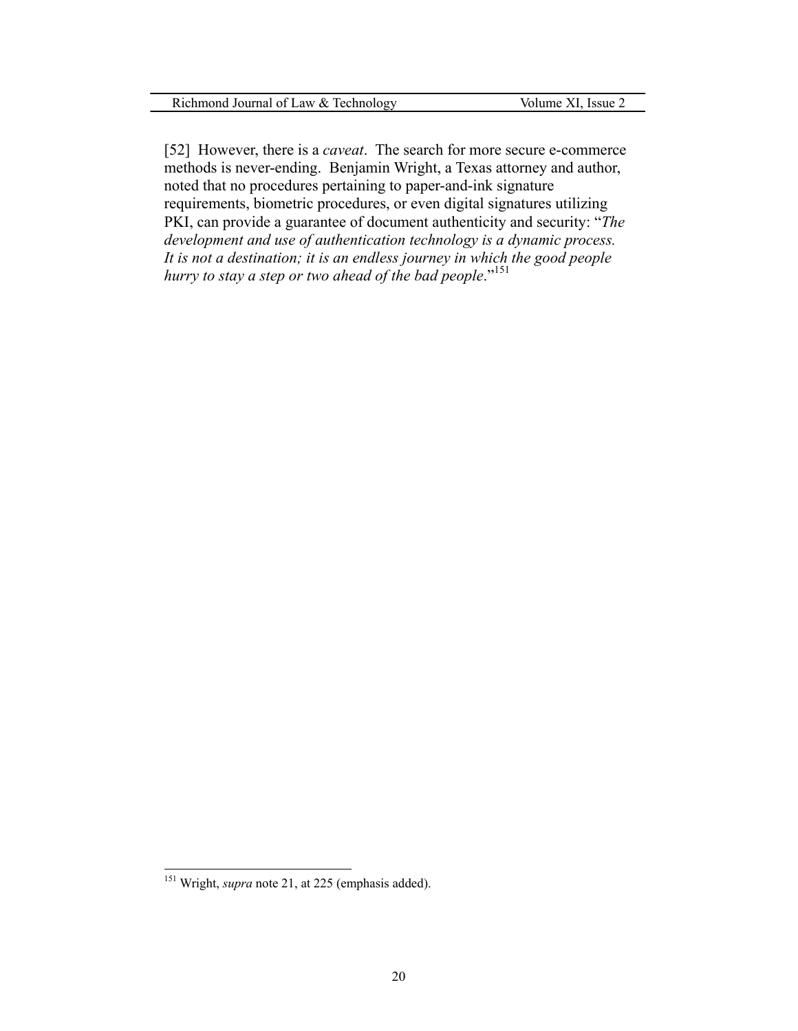[52] However, there is a *caveat*. The search for more secure e-commerce methods is never-ending. Benjamin Wright, a Texas attorney and author, noted that no procedures pertaining to paper-and-ink signature requirements, biometric procedures, or even digital signatures utilizing PKI, can provide a guarantee of document authenticity and security: "*The development and use of authentication technology is a dynamic process. It is not a destination; it is an endless journey in which the good people hurry to stay a step or two ahead of the bad people*."[151]

---

[151] Wright, *supra* note 21, at 225 (emphasis added).